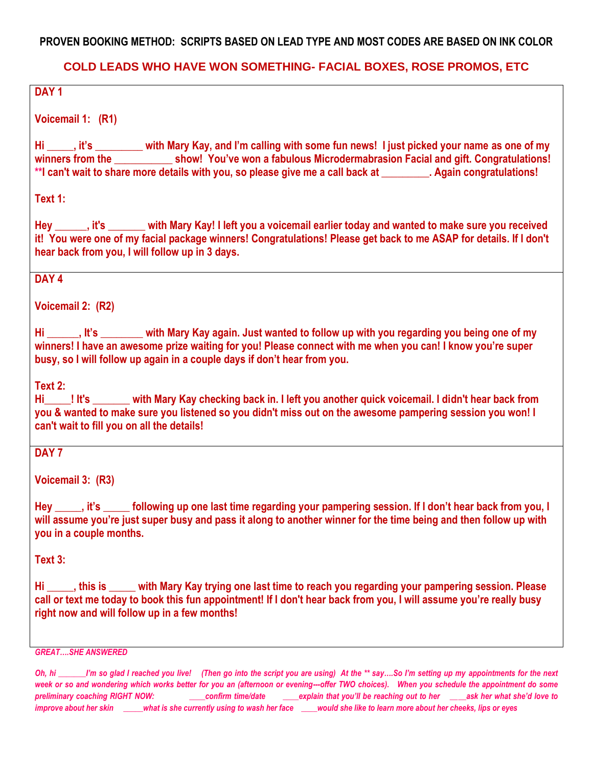**PROVEN BOOKING METHOD: SCRIPTS BASED ON LEAD TYPE AND MOST CODES ARE BASED ON INK COLOR**

## COLD LEADS WHO HAVE WON SOMETHING- FACIAL BOXES, ROSE PROMOS, ETC

### DAY 1

**Voicemail 1: (R1)**

**Hi _____, it's _________ with Mary Kay, and I'm calling with some fun news! I just picked your name as one of my winners from the ___________ show! You've won a fabulous Microdermabrasion Facial and gift. Congratulations! **I can't wait to share more details with you, so please give me a call back at _________. Again congratulations!**

**Text 1:**

**Hey ______, it's _______ with Mary Kay! I left you a voicemail earlier today and wanted to make sure you received it! You were one of my facial package winners! Congratulations! Please get back to me ASAP for details. If I don't hear back from you, I will follow up in 3 days.**

### DAY 4

**Voicemail 2: (R2)**

**Hi ______, It's ________ with Mary Kay again. Just wanted to follow up with you regarding you being one of my winners! I have an awesome prize waiting for you! Please connect with me when you can! I know you're super busy, so I will follow up again in a couple days if don't hear from you.**

**Text 2:**
**Hi_____! It's _______ with Mary Kay checking back in. I left you another quick voicemail. I didn't hear back from you & wanted to make sure you listened so you didn't miss out on the awesome pampering session you won! I can't wait to fill you on all the details!**

### DAY 7

**Voicemail 3: (R3)**

**Hey _____, it's _____ following up one last time regarding your pampering session. If I don't hear back from you, I will assume you're just super busy and pass it along to another winner for the time being and then follow up with you in a couple months.**

**Text 3:**

**Hi _____, this is _____ with Mary Kay trying one last time to reach you regarding your pampering session. Please call or text me today to book this fun appointment! If I don't hear back from you, I will assume you're really busy right now and will follow up in a few months!**

***GREAT….SHE ANSWERED***

*Oh, hi _______I'm so glad I reached you live! (Then go into the script you are using) At the ** say….So I'm setting up my appointments for the next week or so and wondering which works better for you an (afternoon or evening---offer TWO choices). When you schedule the appointment do some preliminary coaching RIGHT NOW: ____confirm time/date ____explain that you'll be reaching out to her ____ask her what she'd love to improve about her skin _____what is she currently using to wash her face ____would she like to learn more about her cheeks, lips or eyes*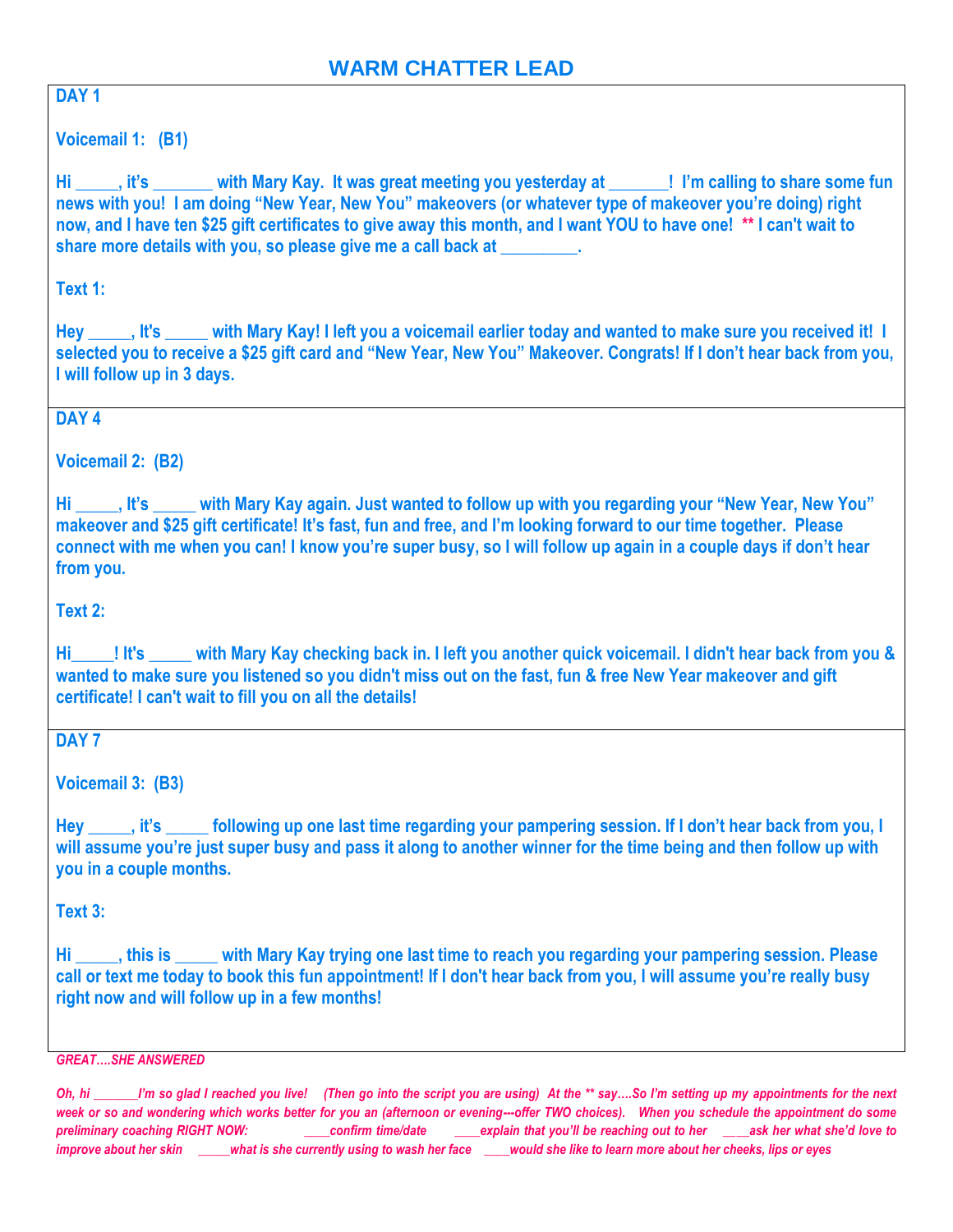# WARM CHATTER LEAD

**DAY 1**

**Voicemail 1: (B1)**

**Hi _____, it's _______ with Mary Kay. It was great meeting you yesterday at _______! I'm calling to share some fun news with you! I am doing "New Year, New You" makeovers (or whatever type of makeover you're doing) right now, and I have ten $25 gift certificates to give away this month, and I want YOU to have one! ** I can't wait to share more details with you, so please give me a call back at _________.**

**Text 1:**

**Hey _____, It's _____ with Mary Kay! I left you a voicemail earlier today and wanted to make sure you received it! I selected you to receive a $25 gift card and "New Year, New You" Makeover. Congrats! If I don't hear back from you, I will follow up in 3 days.**

**DAY 4**

**Voicemail 2: (B2)**

**Hi _____, It's _____ with Mary Kay again. Just wanted to follow up with you regarding your "New Year, New You" makeover and $25 gift certificate! It's fast, fun and free, and I'm looking forward to our time together. Please connect with me when you can! I know you're super busy, so I will follow up again in a couple days if don't hear from you.**

**Text 2:**

**Hi_____! It's _____ with Mary Kay checking back in. I left you another quick voicemail. I didn't hear back from you & wanted to make sure you listened so you didn't miss out on the fast, fun & free New Year makeover and gift certificate! I can't wait to fill you on all the details!**

**DAY 7**

**Voicemail 3: (B3)**

**Hey _____, it's _____ following up one last time regarding your pampering session. If I don't hear back from you, I will assume you're just super busy and pass it along to another winner for the time being and then follow up with you in a couple months.**

**Text 3:**

**Hi _____, this is _____ with Mary Kay trying one last time to reach you regarding your pampering session. Please call or text me today to book this fun appointment! If I don't hear back from you, I will assume you're really busy right now and will follow up in a few months!**

***GREAT….SHE ANSWERED***

***Oh, hi _______I'm so glad I reached you live! (Then go into the script you are using) At the ** say….So I'm setting up my appointments for the next week or so and wondering which works better for you an (afternoon or evening---offer TWO choices). When you schedule the appointment do some preliminary coaching RIGHT NOW: ____confirm time/date ____explain that you'll be reaching out to her ____ask her what she'd love to improve about her skin _____what is she currently using to wash her face ____would she like to learn more about her cheeks, lips or eyes***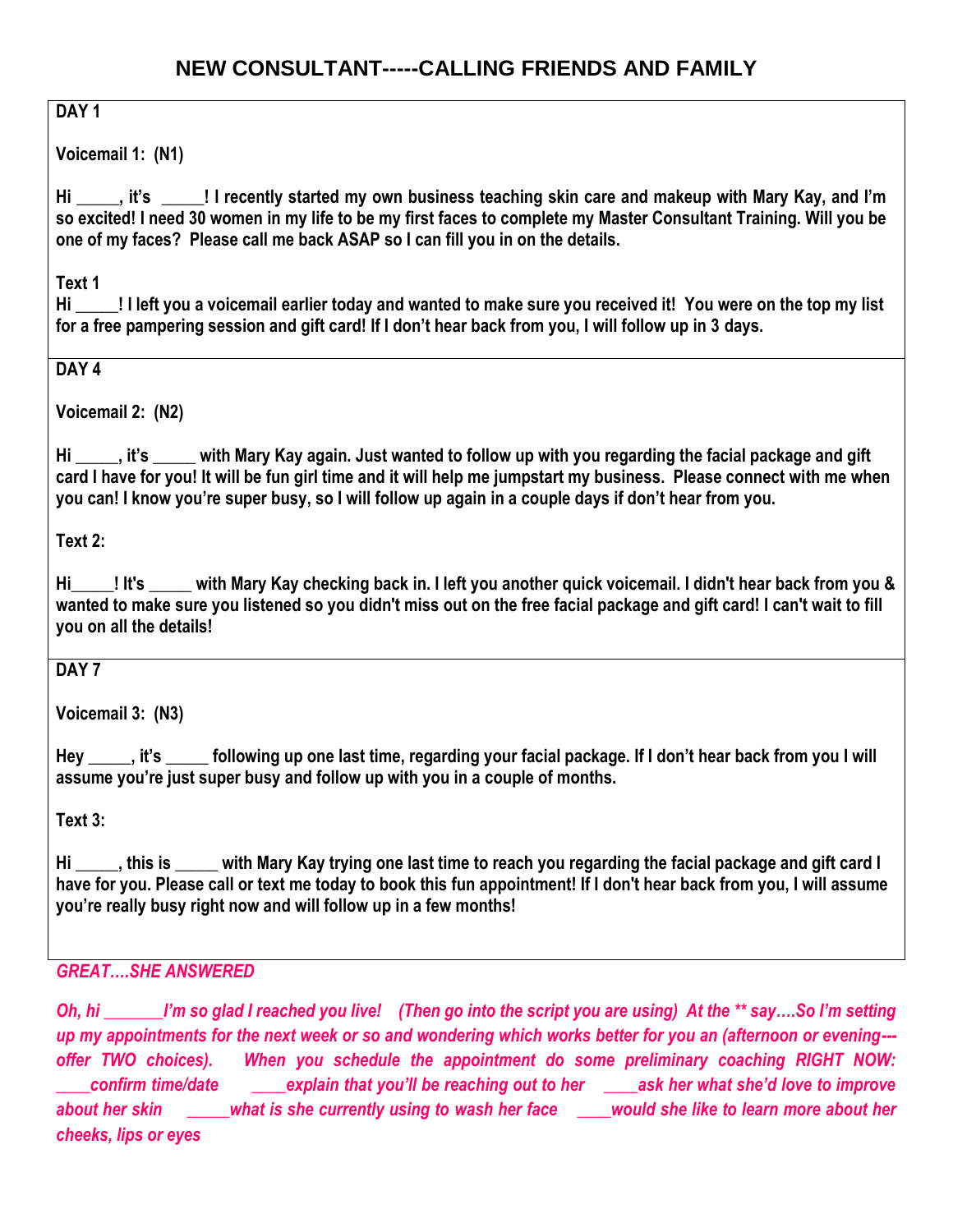# NEW CONSULTANT-----CALLING FRIENDS AND FAMILY

**DAY 1**

**Voicemail 1: (N1)**

**Hi _____, it's _____! I recently started my own business teaching skin care and makeup with Mary Kay, and I'm so excited! I need 30 women in my life to be my first faces to complete my Master Consultant Training. Will you be one of my faces? Please call me back ASAP so I can fill you in on the details.**

**Text 1**
**Hi _____! I left you a voicemail earlier today and wanted to make sure you received it! You were on the top my list for a free pampering session and gift card! If I don't hear back from you, I will follow up in 3 days.**

**DAY 4**

**Voicemail 2: (N2)**

**Hi _____, it's _____ with Mary Kay again. Just wanted to follow up with you regarding the facial package and gift card I have for you! It will be fun girl time and it will help me jumpstart my business. Please connect with me when you can! I know you're super busy, so I will follow up again in a couple days if don't hear from you.**

**Text 2:**

**Hi_____! It's _____ with Mary Kay checking back in. I left you another quick voicemail. I didn't hear back from you & wanted to make sure you listened so you didn't miss out on the free facial package and gift card! I can't wait to fill you on all the details!**

**DAY 7**

**Voicemail 3: (N3)**

**Hey _____, it's _____ following up one last time, regarding your facial package. If I don't hear back from you I will assume you're just super busy and follow up with you in a couple of months.**

**Text 3:**

**Hi _____, this is _____ with Mary Kay trying one last time to reach you regarding the facial package and gift card I have for you. Please call or text me today to book this fun appointment! If I don't hear back from you, I will assume you're really busy right now and will follow up in a few months!**

***GREAT….SHE ANSWERED***

***Oh, hi _______I'm so glad I reached you live! (Then go into the script you are using) At the ** say….So I'm setting up my appointments for the next week or so and wondering which works better for you an (afternoon or evening---offer TWO choices). When you schedule the appointment do some preliminary coaching RIGHT NOW: ____confirm time/date ____explain that you'll be reaching out to her ____ask her what she'd love to improve about her skin _____what is she currently using to wash her face ____would she like to learn more about her cheeks, lips or eyes***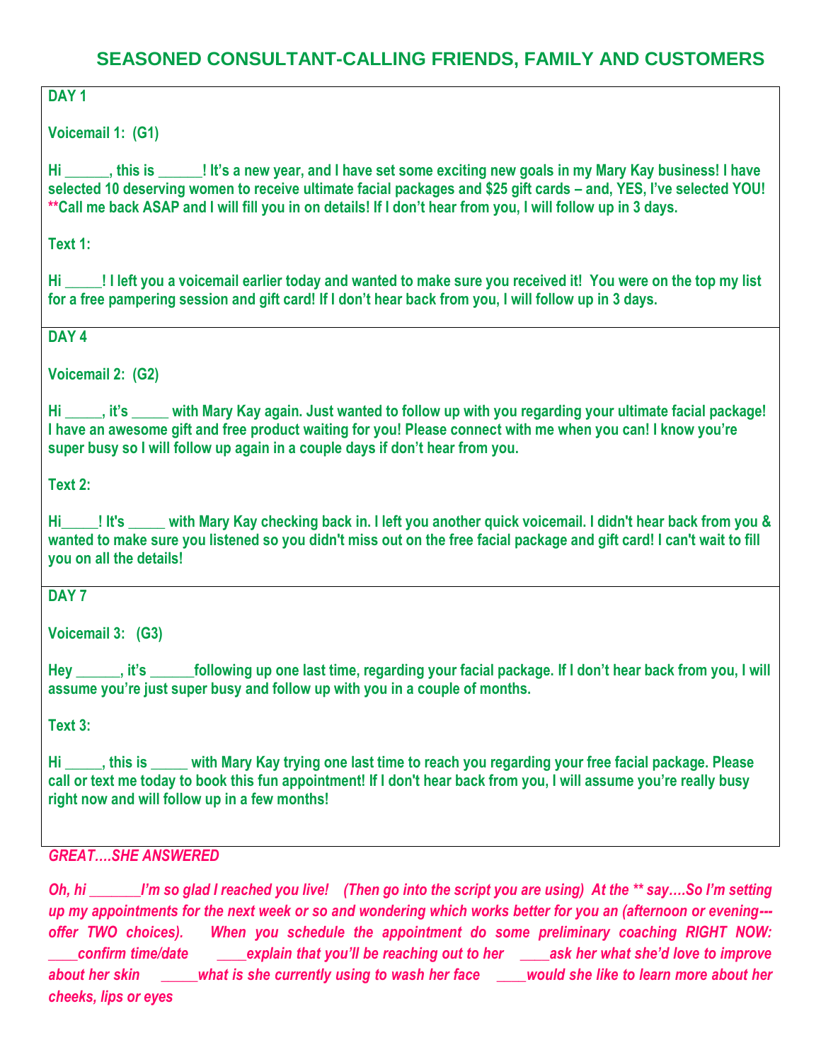# SEASONED CONSULTANT-CALLING FRIENDS, FAMILY AND CUSTOMERS

**DAY 1**

**Voicemail 1: (G1)**

**Hi ______, this is ______! It's a new year, and I have set some exciting new goals in my Mary Kay business! I have selected 10 deserving women to receive ultimate facial packages and $25 gift cards – and, YES, I've selected YOU! **Call me back ASAP and I will fill you in on details! If I don't hear from you, I will follow up in 3 days.**

**Text 1:**

**Hi _____! I left you a voicemail earlier today and wanted to make sure you received it! You were on the top my list for a free pampering session and gift card! If I don't hear back from you, I will follow up in 3 days.**

**DAY 4**

**Voicemail 2: (G2)**

**Hi _____, it's _____ with Mary Kay again. Just wanted to follow up with you regarding your ultimate facial package! I have an awesome gift and free product waiting for you! Please connect with me when you can! I know you're super busy so I will follow up again in a couple days if don't hear from you.**

**Text 2:**

**Hi_____! It's _____ with Mary Kay checking back in. I left you another quick voicemail. I didn't hear back from you & wanted to make sure you listened so you didn't miss out on the free facial package and gift card! I can't wait to fill you on all the details!**

**DAY 7**

**Voicemail 3: (G3)**

**Hey ______, it's ______following up one last time, regarding your facial package. If I don't hear back from you, I will assume you're just super busy and follow up with you in a couple of months.**

**Text 3:**

**Hi _____, this is _____ with Mary Kay trying one last time to reach you regarding your free facial package. Please call or text me today to book this fun appointment! If I don't hear back from you, I will assume you're really busy right now and will follow up in a few months!**

***GREAT….SHE ANSWERED***

***Oh, hi _______I'm so glad I reached you live! (Then go into the script you are using) At the ** say….So I'm setting up my appointments for the next week or so and wondering which works better for you an (afternoon or evening---offer TWO choices). When you schedule the appointment do some preliminary coaching RIGHT NOW: ____confirm time/date ____explain that you'll be reaching out to her ____ask her what she'd love to improve about her skin _____what is she currently using to wash her face ____would she like to learn more about her cheeks, lips or eyes***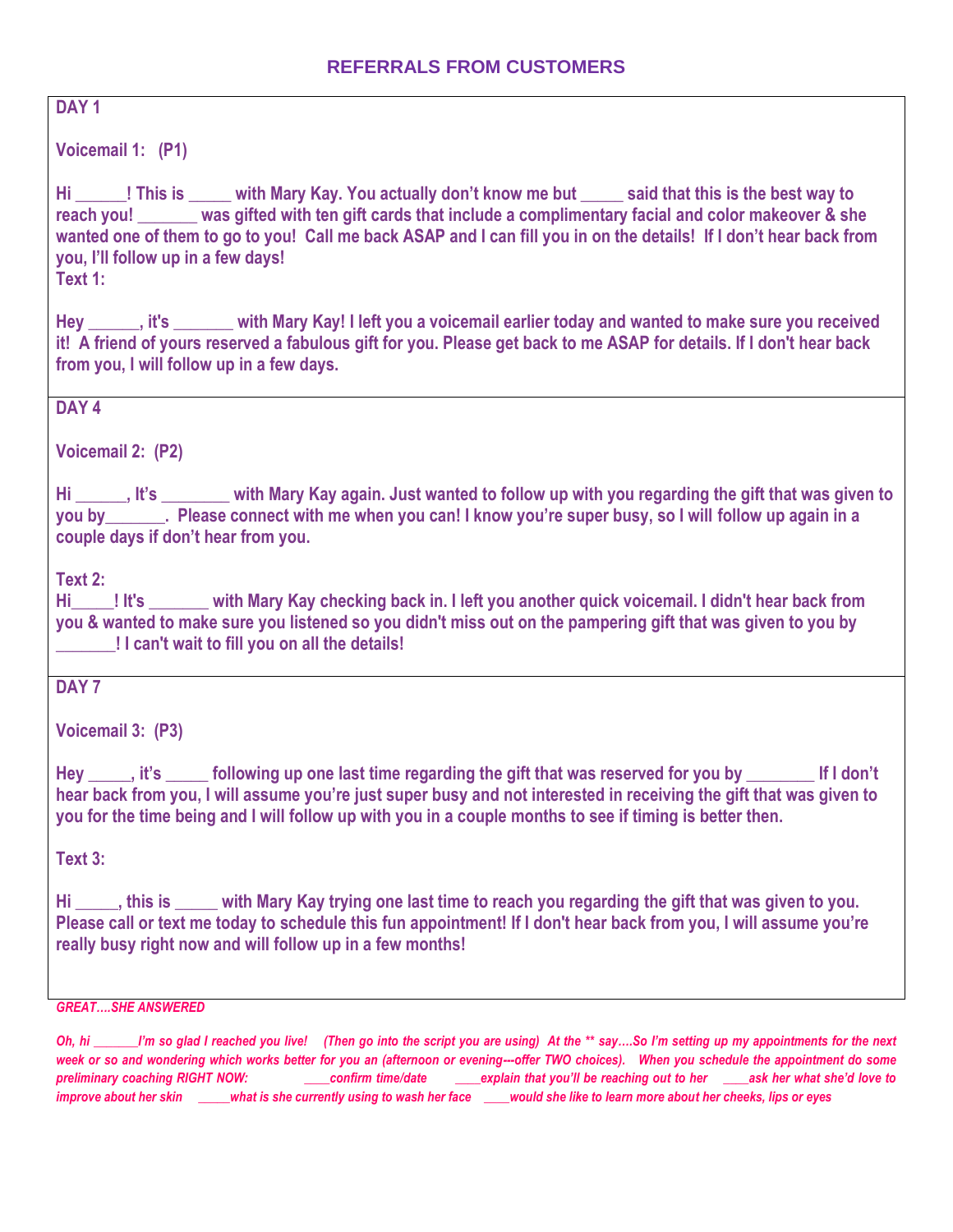# REFERRALS FROM CUSTOMERS

**DAY 1**

**Voicemail 1: (P1)**

**Hi ______! This is _____ with Mary Kay. You actually don't know me but _____ said that this is the best way to reach you! _______ was gifted with ten gift cards that include a complimentary facial and color makeover & she wanted one of them to go to you! Call me back ASAP and I can fill you in on the details! If I don't hear back from you, I'll follow up in a few days!**

**Text 1:**

**Hey ______, it's _______ with Mary Kay! I left you a voicemail earlier today and wanted to make sure you received it! A friend of yours reserved a fabulous gift for you. Please get back to me ASAP for details. If I don't hear back from you, I will follow up in a few days.**

**DAY 4**

**Voicemail 2: (P2)**

**Hi ______, It's ________ with Mary Kay again. Just wanted to follow up with you regarding the gift that was given to you by_______. Please connect with me when you can! I know you're super busy, so I will follow up again in a couple days if don't hear from you.**

**Text 2:**

**Hi_____! It's _______ with Mary Kay checking back in. I left you another quick voicemail. I didn't hear back from you & wanted to make sure you listened so you didn't miss out on the pampering gift that was given to you by _______! I can't wait to fill you on all the details!**

**DAY 7**

**Voicemail 3: (P3)**

**Hey _____, it's _____ following up one last time regarding the gift that was reserved for you by ________ If I don't hear back from you, I will assume you're just super busy and not interested in receiving the gift that was given to you for the time being and I will follow up with you in a couple months to see if timing is better then.**

**Text 3:**

**Hi _____, this is _____ with Mary Kay trying one last time to reach you regarding the gift that was given to you. Please call or text me today to schedule this fun appointment! If I don't hear back from you, I will assume you're really busy right now and will follow up in a few months!**

***GREAT….SHE ANSWERED***

***Oh, hi _______I'm so glad I reached you live! (Then go into the script you are using) At the ** say….So I'm setting up my appointments for the next week or so and wondering which works better for you an (afternoon or evening---offer TWO choices). When you schedule the appointment do some preliminary coaching RIGHT NOW: ____confirm time/date ____explain that you'll be reaching out to her ____ask her what she'd love to improve about her skin _____what is she currently using to wash her face ____would she like to learn more about her cheeks, lips or eyes***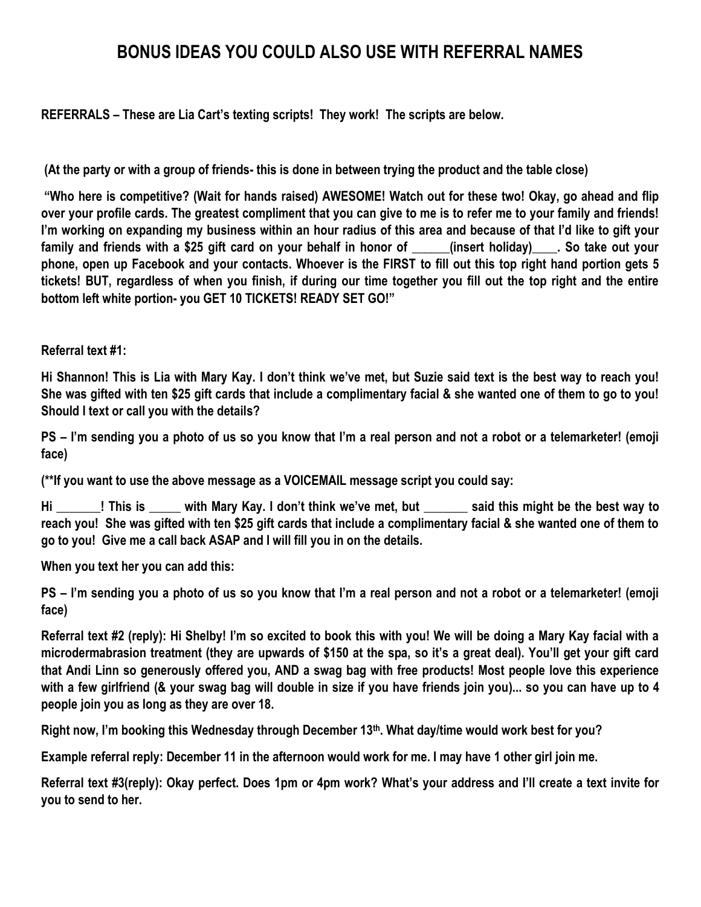# BONUS IDEAS YOU COULD ALSO USE WITH REFERRAL NAMES

**REFERRALS – These are Lia Cart's texting scripts! They work! The scripts are below.**

**(At the party or with a group of friends- this is done in between trying the product and the table close)**

**"Who here is competitive? (Wait for hands raised) AWESOME! Watch out for these two! Okay, go ahead and flip over your profile cards. The greatest compliment that you can give to me is to refer me to your family and friends! I'm working on expanding my business within an hour radius of this area and because of that I'd like to gift your family and friends with a $25 gift card on your behalf in honor of ______(insert holiday)____. So take out your phone, open up Facebook and your contacts. Whoever is the FIRST to fill out this top right hand portion gets 5 tickets! BUT, regardless of when you finish, if during our time together you fill out the top right and the entire bottom left white portion- you GET 10 TICKETS! READY SET GO!"**

**Referral text #1:**

**Hi Shannon! This is Lia with Mary Kay. I don't think we've met, but Suzie said text is the best way to reach you! She was gifted with ten $25 gift cards that include a complimentary facial & she wanted one of them to go to you! Should I text or call you with the details?**

**PS – I'm sending you a photo of us so you know that I'm a real person and not a robot or a telemarketer! (emoji face)**

**(**If you want to use the above message as a VOICEMAIL message script you could say:**

**Hi _______! This is _____ with Mary Kay. I don't think we've met, but _______ said this might be the best way to reach you! She was gifted with ten $25 gift cards that include a complimentary facial & she wanted one of them to go to you! Give me a call back ASAP and I will fill you in on the details.**

**When you text her you can add this:**

**PS – I'm sending you a photo of us so you know that I'm a real person and not a robot or a telemarketer! (emoji face)**

**Referral text #2 (reply): Hi Shelby! I'm so excited to book this with you! We will be doing a Mary Kay facial with a microdermabrasion treatment (they are upwards of $150 at the spa, so it's a great deal). You'll get your gift card that Andi Linn so generously offered you, AND a swag bag with free products! Most people love this experience with a few girlfriend (& your swag bag will double in size if you have friends join you)... so you can have up to 4 people join you as long as they are over 18.**

**Right now, I'm booking this Wednesday through December 13th. What day/time would work best for you?**

**Example referral reply: December 11 in the afternoon would work for me. I may have 1 other girl join me.**

**Referral text #3(reply): Okay perfect. Does 1pm or 4pm work? What's your address and I'll create a text invite for you to send to her.**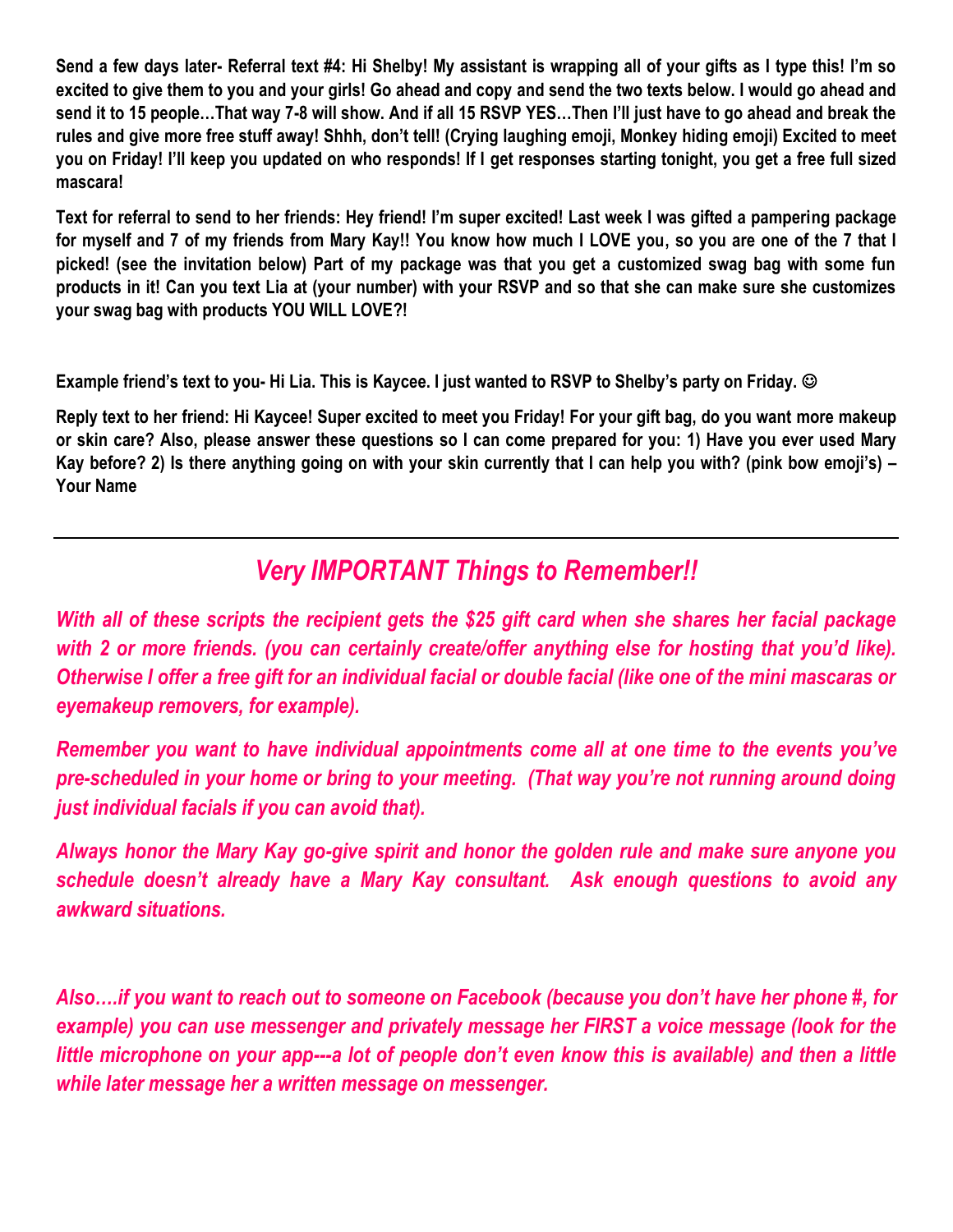**Send a few days later- Referral text #4: Hi Shelby! My assistant is wrapping all of your gifts as I type this! I'm so excited to give them to you and your girls! Go ahead and copy and send the two texts below. I would go ahead and send it to 15 people…That way 7-8 will show. And if all 15 RSVP YES…Then I'll just have to go ahead and break the rules and give more free stuff away! Shhh, don't tell! (Crying laughing emoji, Monkey hiding emoji) Excited to meet you on Friday! I'll keep you updated on who responds! If I get responses starting tonight, you get a free full sized mascara!**

**Text for referral to send to her friends: Hey friend! I'm super excited! Last week I was gifted a pampering package for myself and 7 of my friends from Mary Kay!! You know how much I LOVE you, so you are one of the 7 that I picked! (see the invitation below) Part of my package was that you get a customized swag bag with some fun products in it! Can you text Lia at (your number) with your RSVP and so that she can make sure she customizes your swag bag with products YOU WILL LOVE?!**

**Example friend's text to you- Hi Lia. This is Kaycee. I just wanted to RSVP to Shelby's party on Friday. ☺**

**Reply text to her friend: Hi Kaycee! Super excited to meet you Friday! For your gift bag, do you want more makeup or skin care? Also, please answer these questions so I can come prepared for you: 1) Have you ever used Mary Kay before? 2) Is there anything going on with your skin currently that I can help you with? (pink bow emoji's) – Your Name**

---

## *Very IMPORTANT Things to Remember!!*

***With all of these scripts the recipient gets the $25 gift card when she shares her facial package with 2 or more friends. (you can certainly create/offer anything else for hosting that you'd like). Otherwise I offer a free gift for an individual facial or double facial (like one of the mini mascaras or eyemakeup removers, for example).***

***Remember you want to have individual appointments come all at one time to the events you've pre-scheduled in your home or bring to your meeting. (That way you're not running around doing just individual facials if you can avoid that).***

***Always honor the Mary Kay go-give spirit and honor the golden rule and make sure anyone you schedule doesn't already have a Mary Kay consultant. Ask enough questions to avoid any awkward situations.***

***Also….if you want to reach out to someone on Facebook (because you don't have her phone #, for example) you can use messenger and privately message her FIRST a voice message (look for the little microphone on your app---a lot of people don't even know this is available) and then a little while later message her a written message on messenger.***